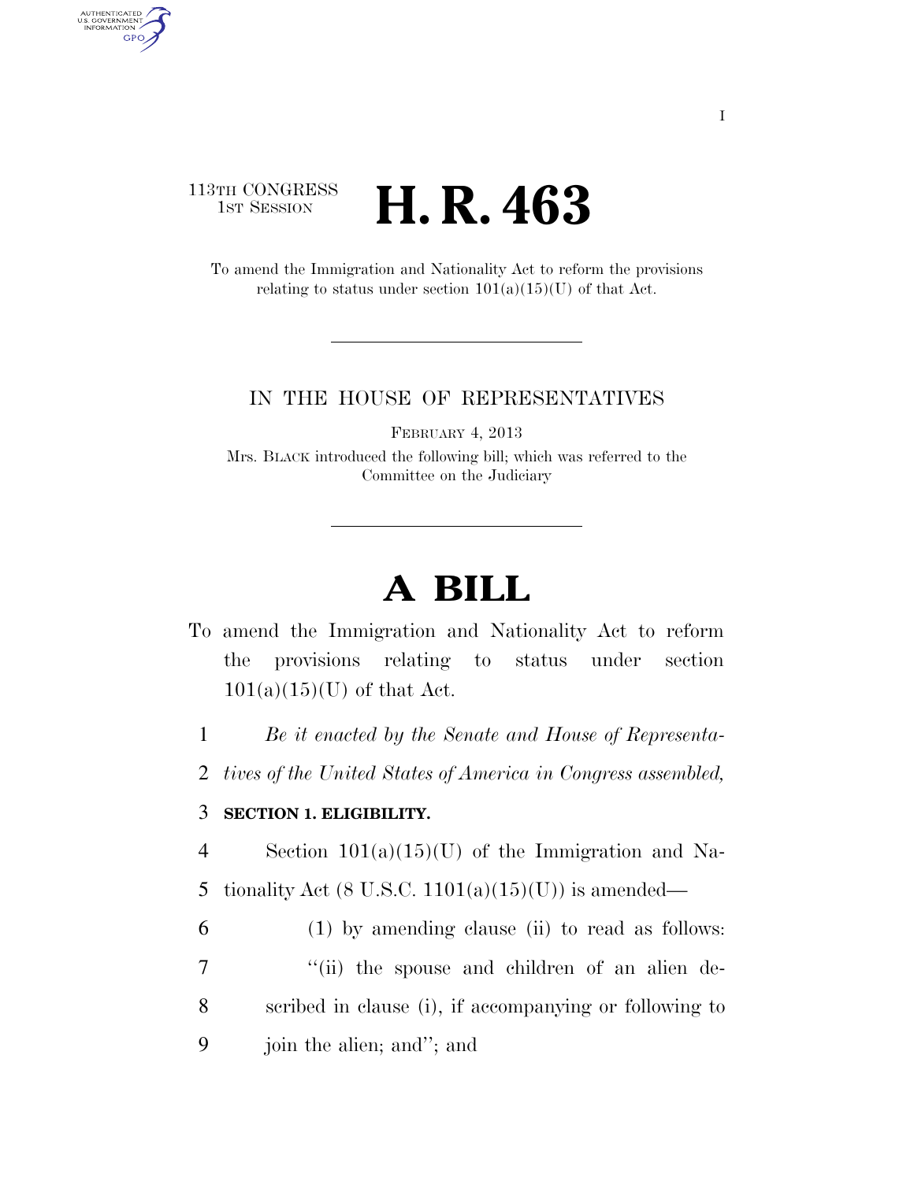113TH CONGRESS
1ST SESSION

# H. R. 463

To amend the Immigration and Nationality Act to reform the provisions relating to status under section 101(a)(15)(U) of that Act.

IN THE HOUSE OF REPRESENTATIVES

FEBRUARY 4, 2013

Mrs. BLACK introduced the following bill; which was referred to the Committee on the Judiciary

# A BILL

To amend the Immigration and Nationality Act to reform the provisions relating to status under section 101(a)(15)(U) of that Act.

1 *Be it enacted by the Senate and House of Representa-*
2 *tives of the United States of America in Congress assembled,*

3 **SECTION 1. ELIGIBILITY.**

4 Section 101(a)(15)(U) of the Immigration and Na-
5 tionality Act (8 U.S.C. 1101(a)(15)(U)) is amended—

6 (1) by amending clause (ii) to read as follows:
7 "(ii) the spouse and children of an alien de-
8 scribed in clause (i), if accompanying or following to
9 join the alien; and"; and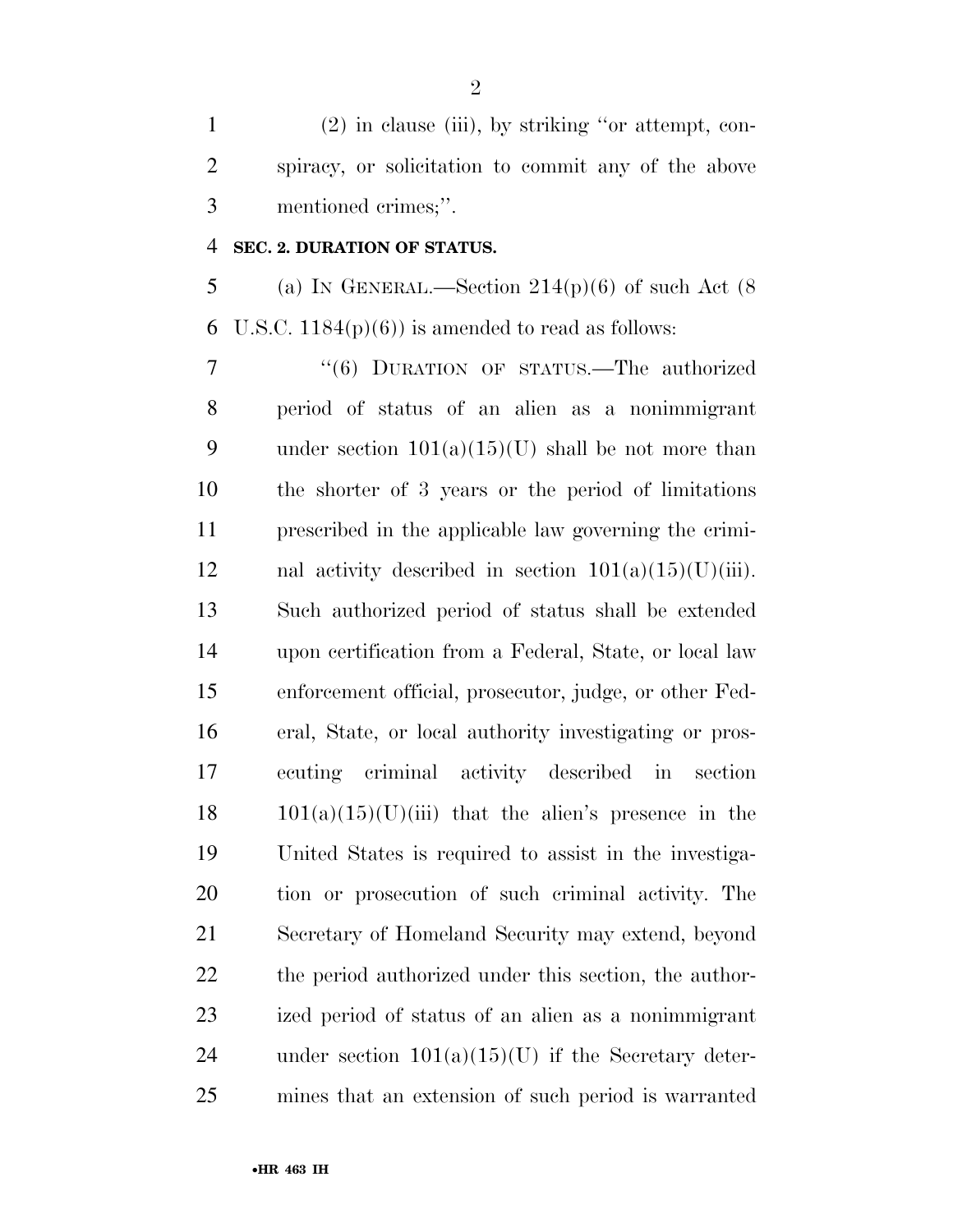(2) in clause (iii), by striking "or attempt, conspiracy, or solicitation to commit any of the above mentioned crimes;".

**SEC. 2. DURATION OF STATUS.**

(a) IN GENERAL.—Section 214(p)(6) of such Act (8 U.S.C. 1184(p)(6)) is amended to read as follows:

"(6) DURATION OF STATUS.—The authorized period of status of an alien as a nonimmigrant under section 101(a)(15)(U) shall be not more than the shorter of 3 years or the period of limitations prescribed in the applicable law governing the criminal activity described in section 101(a)(15)(U)(iii). Such authorized period of status shall be extended upon certification from a Federal, State, or local law enforcement official, prosecutor, judge, or other Federal, State, or local authority investigating or prosecuting criminal activity described in section 101(a)(15)(U)(iii) that the alien's presence in the United States is required to assist in the investigation or prosecution of such criminal activity. The Secretary of Homeland Security may extend, beyond the period authorized under this section, the authorized period of status of an alien as a nonimmigrant under section 101(a)(15)(U) if the Secretary determines that an extension of such period is warranted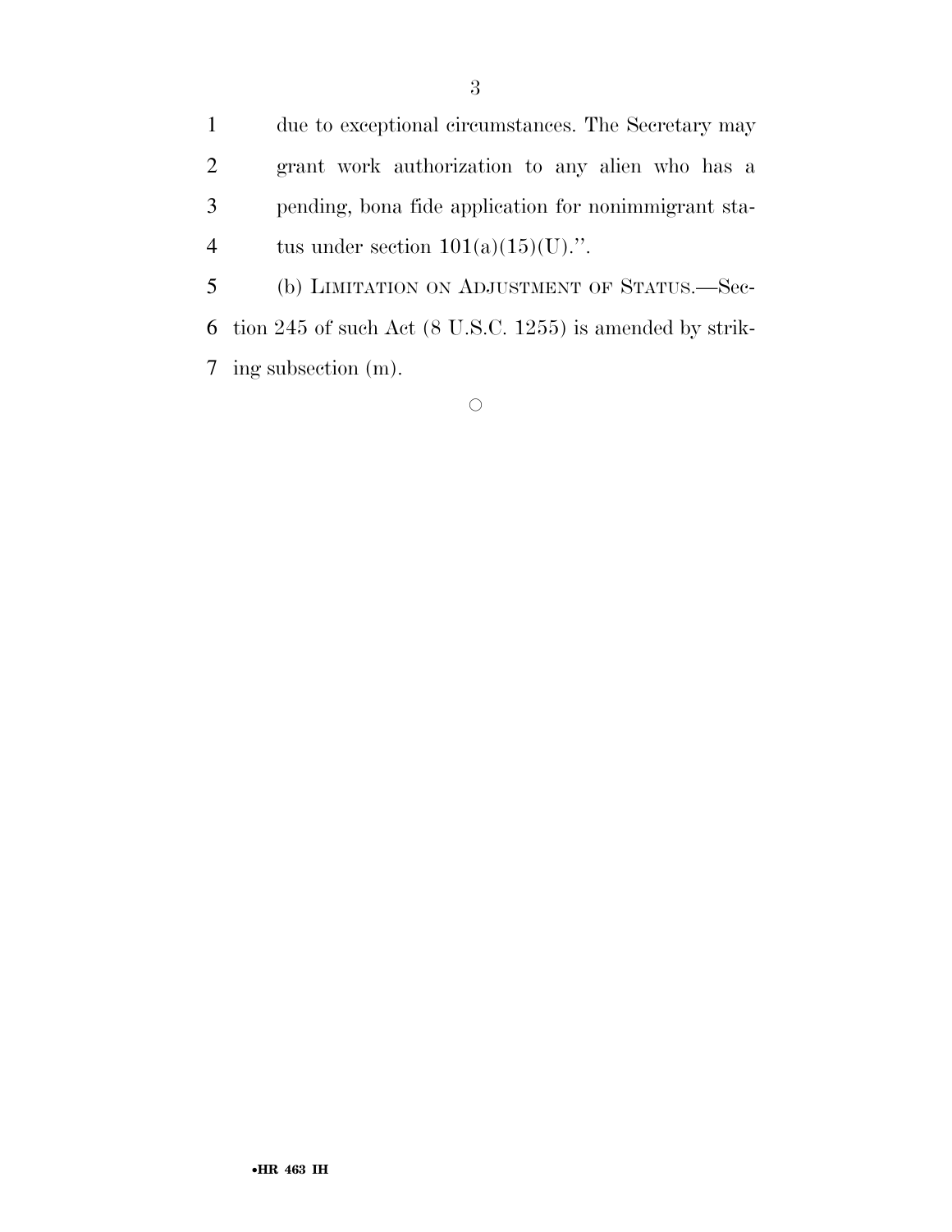due to exceptional circumstances. The Secretary may grant work authorization to any alien who has a pending, bona fide application for nonimmigrant status under section 101(a)(15)(U).''.

(b) LIMITATION ON ADJUSTMENT OF STATUS.—Section 245 of such Act (8 U.S.C. 1255) is amended by striking subsection (m).

○